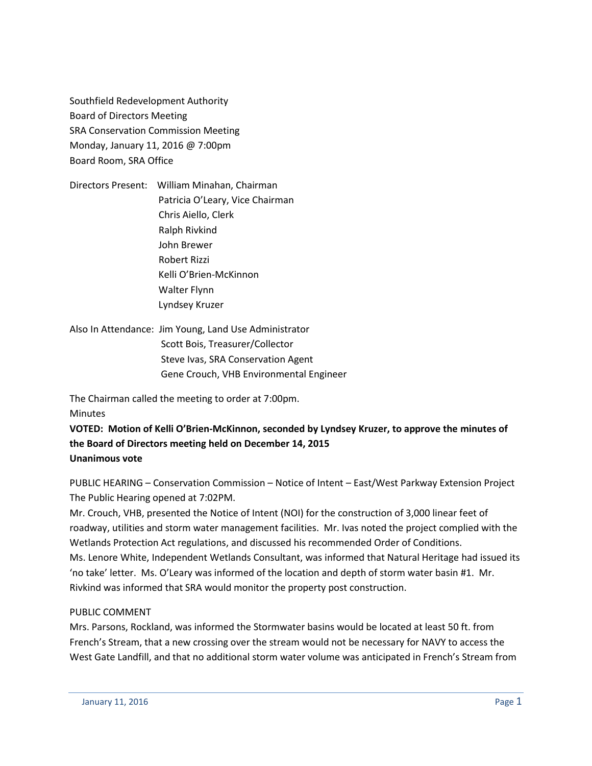Southfield Redevelopment Authority
Board of Directors Meeting
SRA Conservation Commission Meeting
Monday, January 11, 2016 @ 7:00pm
Board Room, SRA Office

Directors Present: William Minahan, Chairman
Patricia O'Leary, Vice Chairman
Chris Aiello, Clerk
Ralph Rivkind
John Brewer
Robert Rizzi
Kelli O'Brien-McKinnon
Walter Flynn
Lyndsey Kruzer

Also In Attendance: Jim Young, Land Use Administrator
Scott Bois, Treasurer/Collector
Steve Ivas, SRA Conservation Agent
Gene Crouch, VHB Environmental Engineer

The Chairman called the meeting to order at 7:00pm.

Minutes

**VOTED: Motion of Kelli O'Brien-McKinnon, seconded by Lyndsey Kruzer, to approve the minutes of the Board of Directors meeting held on December 14, 2015**
**Unanimous vote**

PUBLIC HEARING – Conservation Commission – Notice of Intent – East/West Parkway Extension Project

The Public Hearing opened at 7:02PM.

Mr. Crouch, VHB, presented the Notice of Intent (NOI) for the construction of 3,000 linear feet of roadway, utilities and storm water management facilities. Mr. Ivas noted the project complied with the Wetlands Protection Act regulations, and discussed his recommended Order of Conditions.

Ms. Lenore White, Independent Wetlands Consultant, was informed that Natural Heritage had issued its 'no take' letter. Ms. O'Leary was informed of the location and depth of storm water basin #1. Mr. Rivkind was informed that SRA would monitor the property post construction.

PUBLIC COMMENT

Mrs. Parsons, Rockland, was informed the Stormwater basins would be located at least 50 ft. from French's Stream, that a new crossing over the stream would not be necessary for NAVY to access the West Gate Landfill, and that no additional storm water volume was anticipated in French's Stream from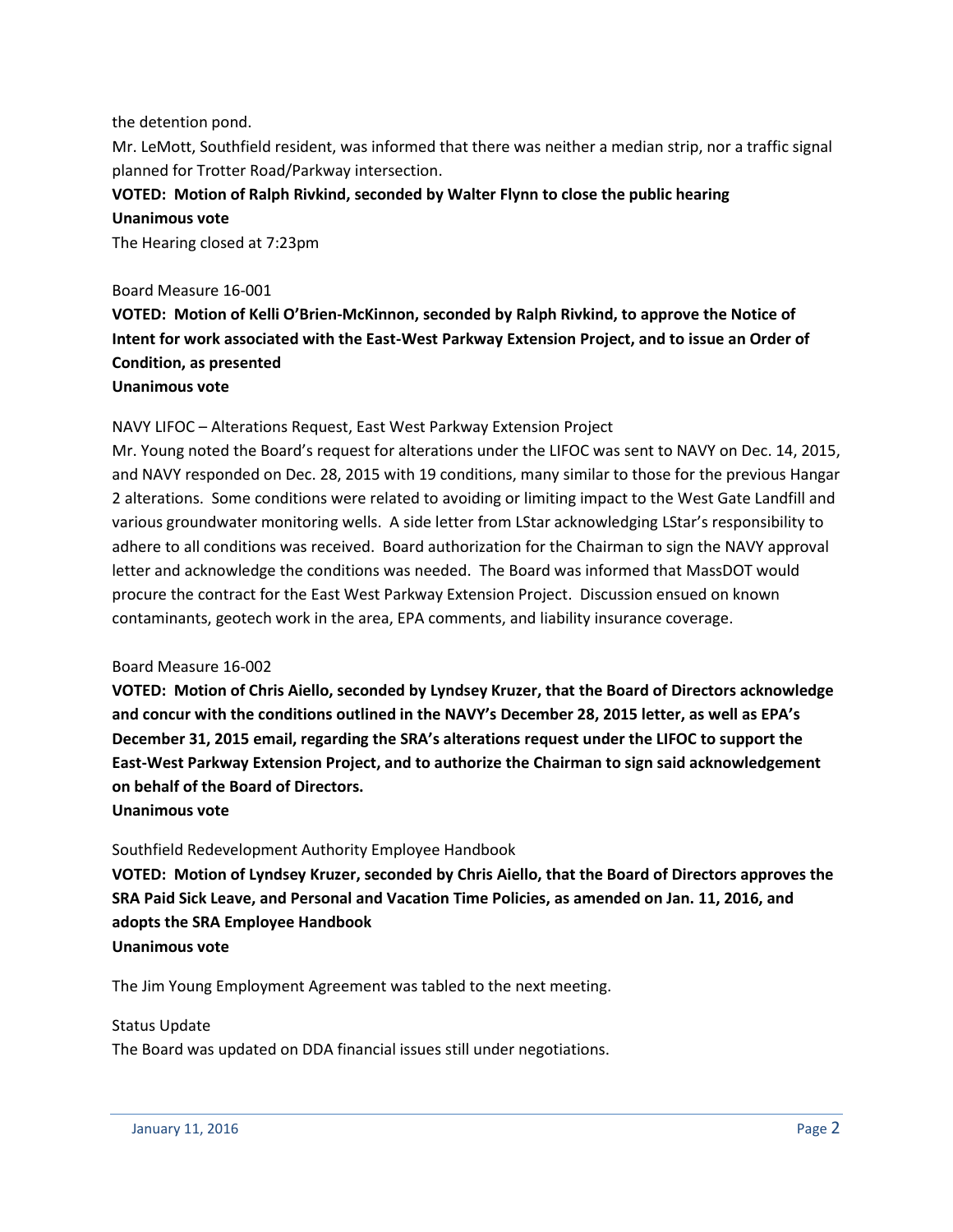the detention pond.

Mr. LeMott, Southfield resident, was informed that there was neither a median strip, nor a traffic signal planned for Trotter Road/Parkway intersection.

**VOTED: Motion of Ralph Rivkind, seconded by Walter Flynn to close the public hearing**
**Unanimous vote**

The Hearing closed at 7:23pm

Board Measure 16-001

**VOTED: Motion of Kelli O'Brien-McKinnon, seconded by Ralph Rivkind, to approve the Notice of Intent for work associated with the East-West Parkway Extension Project, and to issue an Order of Condition, as presented**
**Unanimous vote**

NAVY LIFOC – Alterations Request, East West Parkway Extension Project

Mr. Young noted the Board's request for alterations under the LIFOC was sent to NAVY on Dec. 14, 2015, and NAVY responded on Dec. 28, 2015 with 19 conditions, many similar to those for the previous Hangar 2 alterations. Some conditions were related to avoiding or limiting impact to the West Gate Landfill and various groundwater monitoring wells. A side letter from LStar acknowledging LStar's responsibility to adhere to all conditions was received. Board authorization for the Chairman to sign the NAVY approval letter and acknowledge the conditions was needed. The Board was informed that MassDOT would procure the contract for the East West Parkway Extension Project. Discussion ensued on known contaminants, geotech work in the area, EPA comments, and liability insurance coverage.

Board Measure 16-002

**VOTED: Motion of Chris Aiello, seconded by Lyndsey Kruzer, that the Board of Directors acknowledge and concur with the conditions outlined in the NAVY's December 28, 2015 letter, as well as EPA's December 31, 2015 email, regarding the SRA's alterations request under the LIFOC to support the East-West Parkway Extension Project, and to authorize the Chairman to sign said acknowledgement on behalf of the Board of Directors.**
**Unanimous vote**

Southfield Redevelopment Authority Employee Handbook

**VOTED: Motion of Lyndsey Kruzer, seconded by Chris Aiello, that the Board of Directors approves the SRA Paid Sick Leave, and Personal and Vacation Time Policies, as amended on Jan. 11, 2016, and adopts the SRA Employee Handbook**
**Unanimous vote**

The Jim Young Employment Agreement was tabled to the next meeting.

Status Update

The Board was updated on DDA financial issues still under negotiations.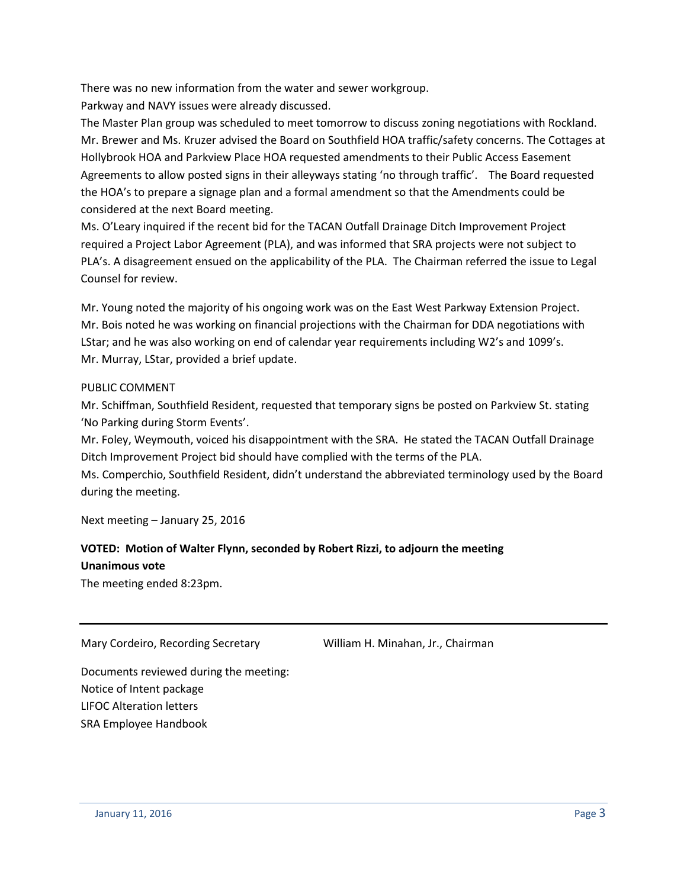There was no new information from the water and sewer workgroup.

Parkway and NAVY issues were already discussed.

The Master Plan group was scheduled to meet tomorrow to discuss zoning negotiations with Rockland.

Mr. Brewer and Ms. Kruzer advised the Board on Southfield HOA traffic/safety concerns. The Cottages at Hollybrook HOA and Parkview Place HOA requested amendments to their Public Access Easement Agreements to allow posted signs in their alleyways stating 'no through traffic'. The Board requested the HOA's to prepare a signage plan and a formal amendment so that the Amendments could be considered at the next Board meeting.

Ms. O'Leary inquired if the recent bid for the TACAN Outfall Drainage Ditch Improvement Project required a Project Labor Agreement (PLA), and was informed that SRA projects were not subject to PLA's. A disagreement ensued on the applicability of the PLA. The Chairman referred the issue to Legal Counsel for review.

Mr. Young noted the majority of his ongoing work was on the East West Parkway Extension Project.

Mr. Bois noted he was working on financial projections with the Chairman for DDA negotiations with LStar; and he was also working on end of calendar year requirements including W2's and 1099's.

Mr. Murray, LStar, provided a brief update.

PUBLIC COMMENT

Mr. Schiffman, Southfield Resident, requested that temporary signs be posted on Parkview St. stating 'No Parking during Storm Events'.

Mr. Foley, Weymouth, voiced his disappointment with the SRA. He stated the TACAN Outfall Drainage Ditch Improvement Project bid should have complied with the terms of the PLA.

Ms. Comperchio, Southfield Resident, didn't understand the abbreviated terminology used by the Board during the meeting.

Next meeting – January 25, 2016

**VOTED: Motion of Walter Flynn, seconded by Robert Rizzi, to adjourn the meeting**

**Unanimous vote**

The meeting ended 8:23pm.

---

Mary Cordeiro, Recording Secretary William H. Minahan, Jr., Chairman

Documents reviewed during the meeting:

Notice of Intent package

LIFOC Alteration letters

SRA Employee Handbook